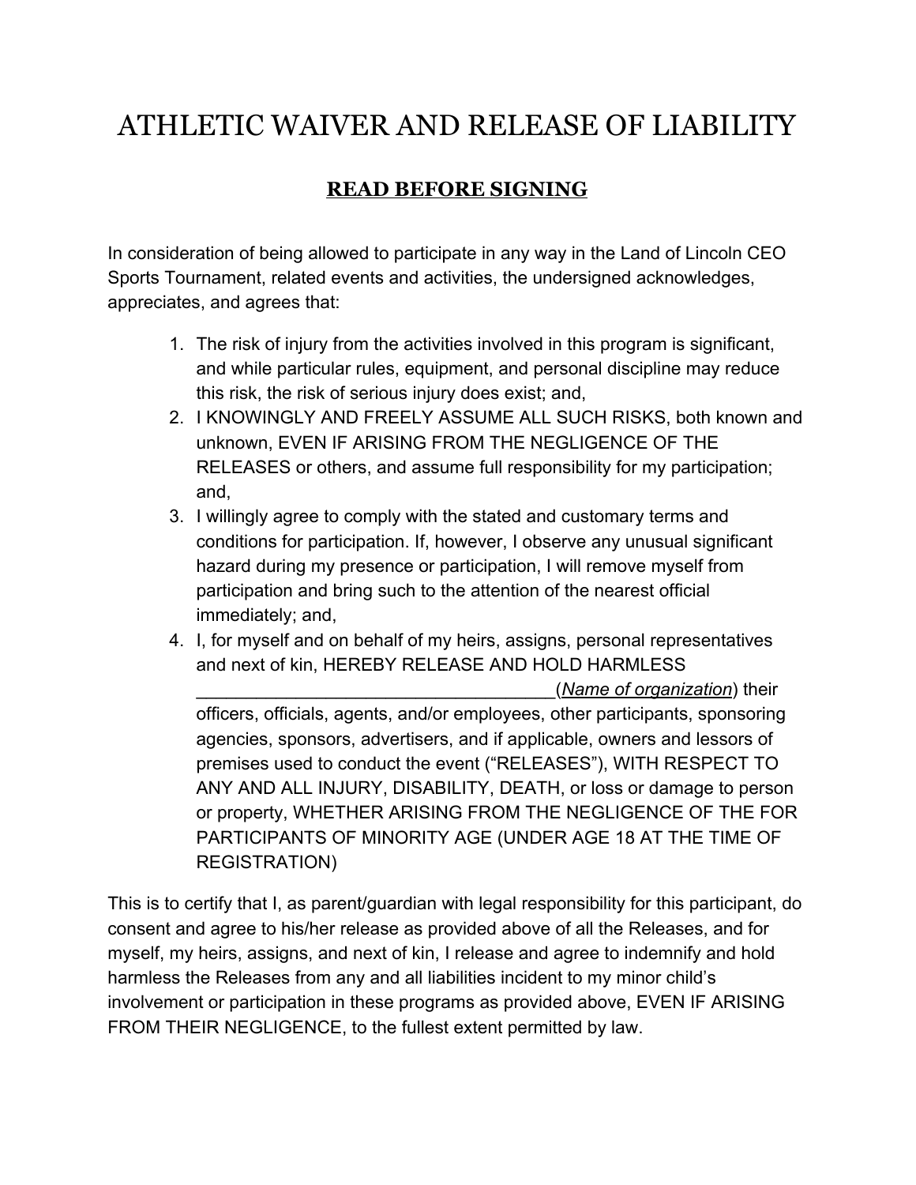# ATHLETIC WAIVER AND RELEASE OF LIABILITY

## **READ BEFORE SIGNING**

In consideration of being allowed to participate in any way in the Land of Lincoln CEO Sports Tournament, related events and activities, the undersigned acknowledges, appreciates, and agrees that:

1. The risk of injury from the activities involved in this program is significant, and while particular rules, equipment, and personal discipline may reduce this risk, the risk of serious injury does exist; and,
2. I KNOWINGLY AND FREELY ASSUME ALL SUCH RISKS, both known and unknown, EVEN IF ARISING FROM THE NEGLIGENCE OF THE RELEASES or others, and assume full responsibility for my participation; and,
3. I willingly agree to comply with the stated and customary terms and conditions for participation. If, however, I observe any unusual significant hazard during my presence or participation, I will remove myself from participation and bring such to the attention of the nearest official immediately; and,
4. I, for myself and on behalf of my heirs, assigns, personal representatives and next of kin, HEREBY RELEASE AND HOLD HARMLESS ____________________________________(*Name of organization*) their officers, officials, agents, and/or employees, other participants, sponsoring agencies, sponsors, advertisers, and if applicable, owners and lessors of premises used to conduct the event ("RELEASES"), WITH RESPECT TO ANY AND ALL INJURY, DISABILITY, DEATH, or loss or damage to person or property, WHETHER ARISING FROM THE NEGLIGENCE OF THE FOR PARTICIPANTS OF MINORITY AGE (UNDER AGE 18 AT THE TIME OF REGISTRATION)

This is to certify that I, as parent/guardian with legal responsibility for this participant, do consent and agree to his/her release as provided above of all the Releases, and for myself, my heirs, assigns, and next of kin, I release and agree to indemnify and hold harmless the Releases from any and all liabilities incident to my minor child's involvement or participation in these programs as provided above, EVEN IF ARISING FROM THEIR NEGLIGENCE, to the fullest extent permitted by law.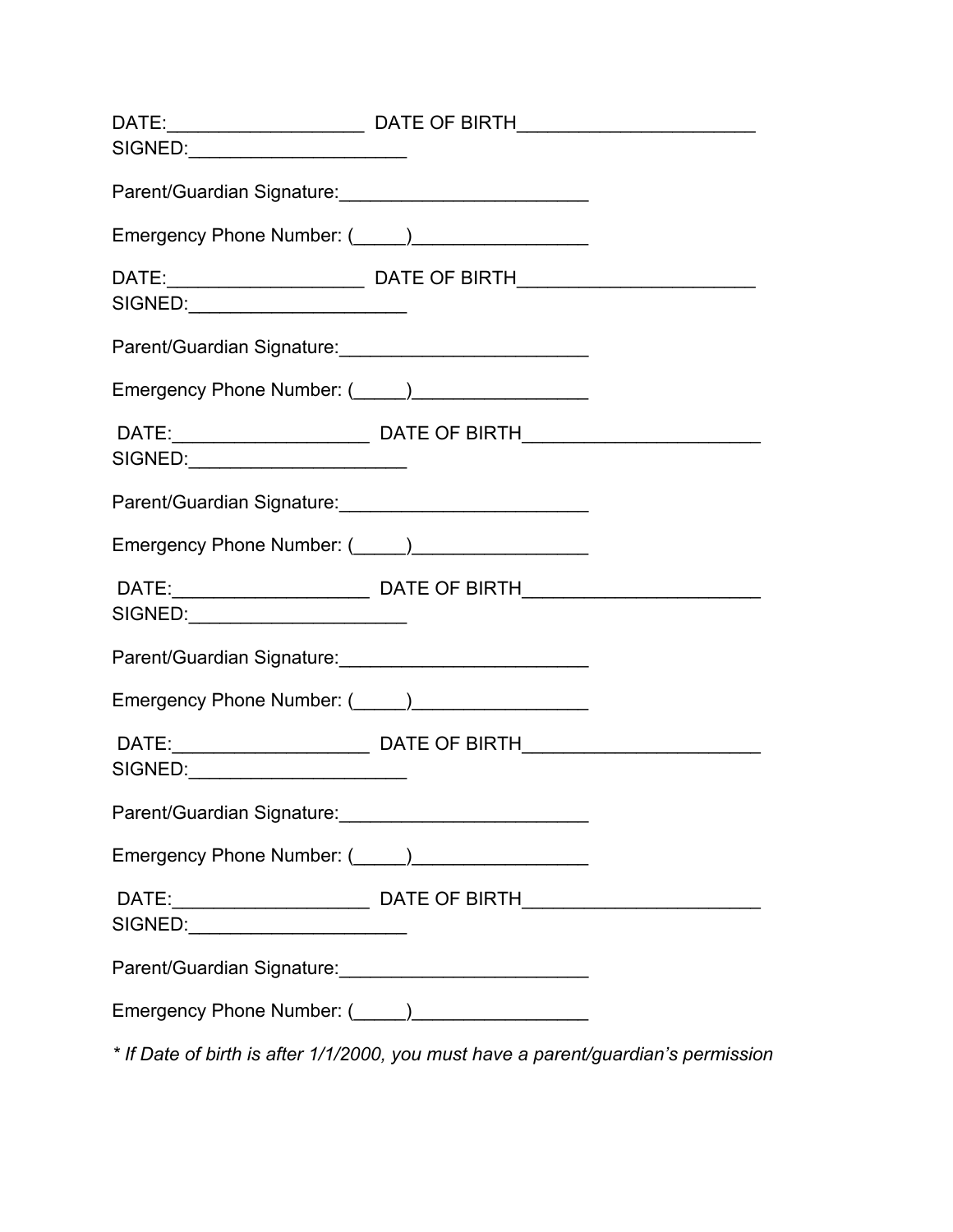DATE:___________________ DATE OF BIRTH______________________
SIGNED:____________________

Parent/Guardian Signature:_______________________

Emergency Phone Number: (_____)________________

DATE:___________________ DATE OF BIRTH______________________
SIGNED:____________________

Parent/Guardian Signature:_______________________

Emergency Phone Number: (_____)________________

DATE:___________________ DATE OF BIRTH______________________
SIGNED:____________________

Parent/Guardian Signature:_______________________

Emergency Phone Number: (_____)________________

DATE:___________________ DATE OF BIRTH______________________
SIGNED:____________________

Parent/Guardian Signature:_______________________

Emergency Phone Number: (_____)________________

DATE:___________________ DATE OF BIRTH______________________
SIGNED:____________________

Parent/Guardian Signature:_______________________

Emergency Phone Number: (_____)________________

DATE:___________________ DATE OF BIRTH______________________
SIGNED:____________________

Parent/Guardian Signature:_______________________

Emergency Phone Number: (_____)________________

*\* If Date of birth is after 1/1/2000, you must have a parent/guardian's permission*